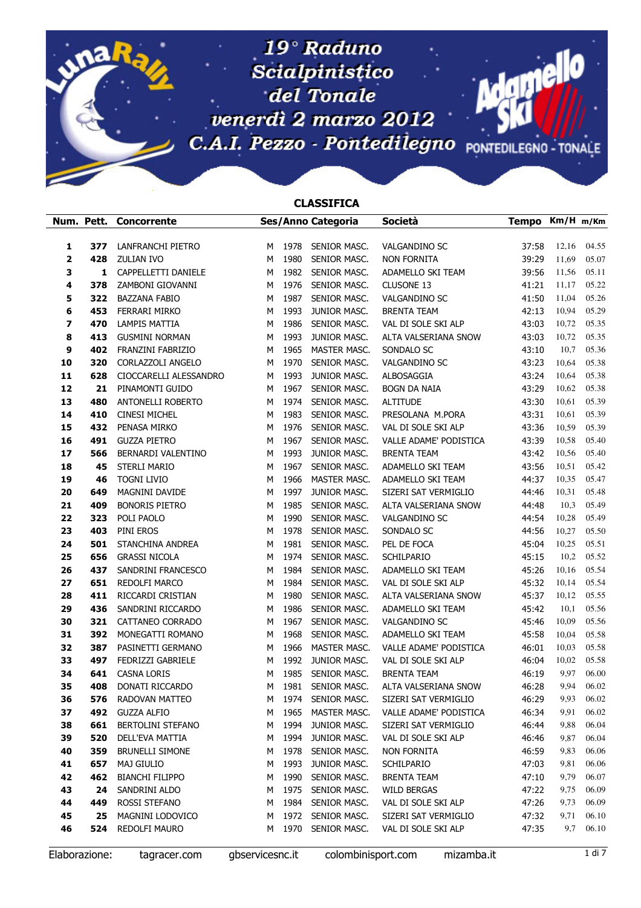# 19° Raduno Scialpinistico del Tonale

**venerdì 2 marzo 2012**

**C.A.I. Pezzo - Pontedilegno**

## CLASSIFICA

| Num. | Pett. | Concorrente | Ses/Anno | | Categoria | Società | Tempo | Km/H | m/Km |
|---|---|---|---|---|---|---|---|---|---|
| 1 | 377 | LANFRANCHI PIETRO | M | 1978 | SENIOR MASC. | VALGANDINO SC | 37:58 | 12,16 | 04.55 |
| 2 | 428 | ZULIAN IVO | M | 1980 | SENIOR MASC. | NON FORNITA | 39:29 | 11,69 | 05.07 |
| 3 | 1 | CAPPELLETTI DANIELE | M | 1982 | SENIOR MASC. | ADAMELLO SKI TEAM | 39:56 | 11,56 | 05.11 |
| 4 | 378 | ZAMBONI GIOVANNI | M | 1976 | SENIOR MASC. | CLUSONE 13 | 41:21 | 11,17 | 05.22 |
| 5 | 322 | BAZZANA FABIO | M | 1987 | SENIOR MASC. | VALGANDINO SC | 41:50 | 11,04 | 05.26 |
| 6 | 453 | FERRARI MIRKO | M | 1993 | JUNIOR MASC. | BRENTA TEAM | 42:13 | 10,94 | 05.29 |
| 7 | 470 | LAMPIS MATTIA | M | 1986 | SENIOR MASC. | VAL DI SOLE SKI ALP | 43:03 | 10,72 | 05.35 |
| 8 | 413 | GUSMINI NORMAN | M | 1993 | JUNIOR MASC. | ALTA VALSERIANA SNOW | 43:03 | 10,72 | 05.35 |
| 9 | 402 | FRANZINI FABRIZIO | M | 1965 | MASTER MASC. | SONDALO SC | 43:10 | 10,7 | 05.36 |
| 10 | 320 | CORLAZZOLI ANGELO | M | 1970 | SENIOR MASC. | VALGANDINO SC | 43:23 | 10,64 | 05.38 |
| 11 | 628 | CIOCCARELLI ALESSANDRO | M | 1993 | JUNIOR MASC. | ALBOSAGGIA | 43:24 | 10,64 | 05.38 |
| 12 | 21 | PINAMONTI GUIDO | M | 1967 | SENIOR MASC. | BOGN DA NAIA | 43:29 | 10,62 | 05.38 |
| 13 | 480 | ANTONELLI ROBERTO | M | 1974 | SENIOR MASC. | ALTITUDE | 43:30 | 10,61 | 05.39 |
| 14 | 410 | CINESI MICHEL | M | 1983 | SENIOR MASC. | PRESOLANA M.PORA | 43:31 | 10,61 | 05.39 |
| 15 | 432 | PENASA MIRKO | M | 1976 | SENIOR MASC. | VAL DI SOLE SKI ALP | 43:36 | 10,59 | 05.39 |
| 16 | 491 | GUZZA PIETRO | M | 1967 | SENIOR MASC. | VALLE ADAME' PODISTICA | 43:39 | 10,58 | 05.40 |
| 17 | 566 | BERNARDI VALENTINO | M | 1993 | JUNIOR MASC. | BRENTA TEAM | 43:42 | 10,56 | 05.40 |
| 18 | 45 | STERLI MARIO | M | 1967 | SENIOR MASC. | ADAMELLO SKI TEAM | 43:56 | 10,51 | 05.42 |
| 19 | 46 | TOGNI LIVIO | M | 1966 | MASTER MASC. | ADAMELLO SKI TEAM | 44:37 | 10,35 | 05.47 |
| 20 | 649 | MAGNINI DAVIDE | M | 1997 | JUNIOR MASC. | SIZERI SAT VERMIGLIO | 44:46 | 10,31 | 05.48 |
| 21 | 409 | BONORIS PIETRO | M | 1985 | SENIOR MASC. | ALTA VALSERIANA SNOW | 44:48 | 10,3 | 05.49 |
| 22 | 323 | POLI PAOLO | M | 1990 | SENIOR MASC. | VALGANDINO SC | 44:54 | 10,28 | 05.49 |
| 23 | 403 | PINI EROS | M | 1978 | SENIOR MASC. | SONDALO SC | 44:56 | 10,27 | 05.50 |
| 24 | 501 | STANCHINA ANDREA | M | 1981 | SENIOR MASC. | PEL DE FOCA | 45:04 | 10,25 | 05.51 |
| 25 | 656 | GRASSI NICOLA | M | 1974 | SENIOR MASC. | SCHILPARIO | 45:15 | 10,2 | 05.52 |
| 26 | 437 | SANDRINI FRANCESCO | M | 1984 | SENIOR MASC. | ADAMELLO SKI TEAM | 45:26 | 10,16 | 05.54 |
| 27 | 651 | REDOLFI MARCO | M | 1984 | SENIOR MASC. | VAL DI SOLE SKI ALP | 45:32 | 10,14 | 05.54 |
| 28 | 411 | RICCARDI CRISTIAN | M | 1980 | SENIOR MASC. | ALTA VALSERIANA SNOW | 45:37 | 10,12 | 05.55 |
| 29 | 436 | SANDRINI RICCARDO | M | 1986 | SENIOR MASC. | ADAMELLO SKI TEAM | 45:42 | 10,1 | 05.56 |
| 30 | 321 | CATTANEO CORRADO | M | 1967 | SENIOR MASC. | VALGANDINO SC | 45:46 | 10,09 | 05.56 |
| 31 | 392 | MONEGATTI ROMANO | M | 1968 | SENIOR MASC. | ADAMELLO SKI TEAM | 45:58 | 10,04 | 05.58 |
| 32 | 387 | PASINETTI GERMANO | M | 1966 | MASTER MASC. | VALLE ADAME' PODISTICA | 46:01 | 10,03 | 05.58 |
| 33 | 497 | FEDRIZZI GABRIELE | M | 1992 | JUNIOR MASC. | VAL DI SOLE SKI ALP | 46:04 | 10,02 | 05.58 |
| 34 | 641 | CASNA LORIS | M | 1985 | SENIOR MASC. | BRENTA TEAM | 46:19 | 9,97 | 06.00 |
| 35 | 408 | DONATI RICCARDO | M | 1981 | SENIOR MASC. | ALTA VALSERIANA SNOW | 46:28 | 9,94 | 06.02 |
| 36 | 576 | RADOVAN MATTEO | M | 1974 | SENIOR MASC. | SIZERI SAT VERMIGLIO | 46:29 | 9,93 | 06.02 |
| 37 | 492 | GUZZA ALFIO | M | 1965 | MASTER MASC. | VALLE ADAME' PODISTICA | 46:34 | 9,91 | 06.02 |
| 38 | 661 | BERTOLINI STEFANO | M | 1994 | JUNIOR MASC. | SIZERI SAT VERMIGLIO | 46:44 | 9,88 | 06.04 |
| 39 | 520 | DELL'EVA MATTIA | M | 1994 | JUNIOR MASC. | VAL DI SOLE SKI ALP | 46:46 | 9,87 | 06.04 |
| 40 | 359 | BRUNELLI SIMONE | M | 1978 | SENIOR MASC. | NON FORNITA | 46:59 | 9,83 | 06.06 |
| 41 | 657 | MAJ GIULIO | M | 1993 | JUNIOR MASC. | SCHILPARIO | 47:03 | 9,81 | 06.06 |
| 42 | 462 | BIANCHI FILIPPO | M | 1990 | SENIOR MASC. | BRENTA TEAM | 47:10 | 9,79 | 06.07 |
| 43 | 24 | SANDRINI ALDO | M | 1975 | SENIOR MASC. | WILD BERGAS | 47:22 | 9,75 | 06.09 |
| 44 | 449 | ROSSI STEFANO | M | 1984 | SENIOR MASC. | VAL DI SOLE SKI ALP | 47:26 | 9,73 | 06.09 |
| 45 | 25 | MAGNINI LODOVICO | M | 1972 | SENIOR MASC. | SIZERI SAT VERMIGLIO | 47:32 | 9,71 | 06.10 |
| 46 | 524 | REDOLFI MAURO | M | 1970 | SENIOR MASC. | VAL DI SOLE SKI ALP | 47:35 | 9,7 | 06.10 |

Elaborazione: tagracer.com gbservicesnc.it colombinisport.com mizamba.it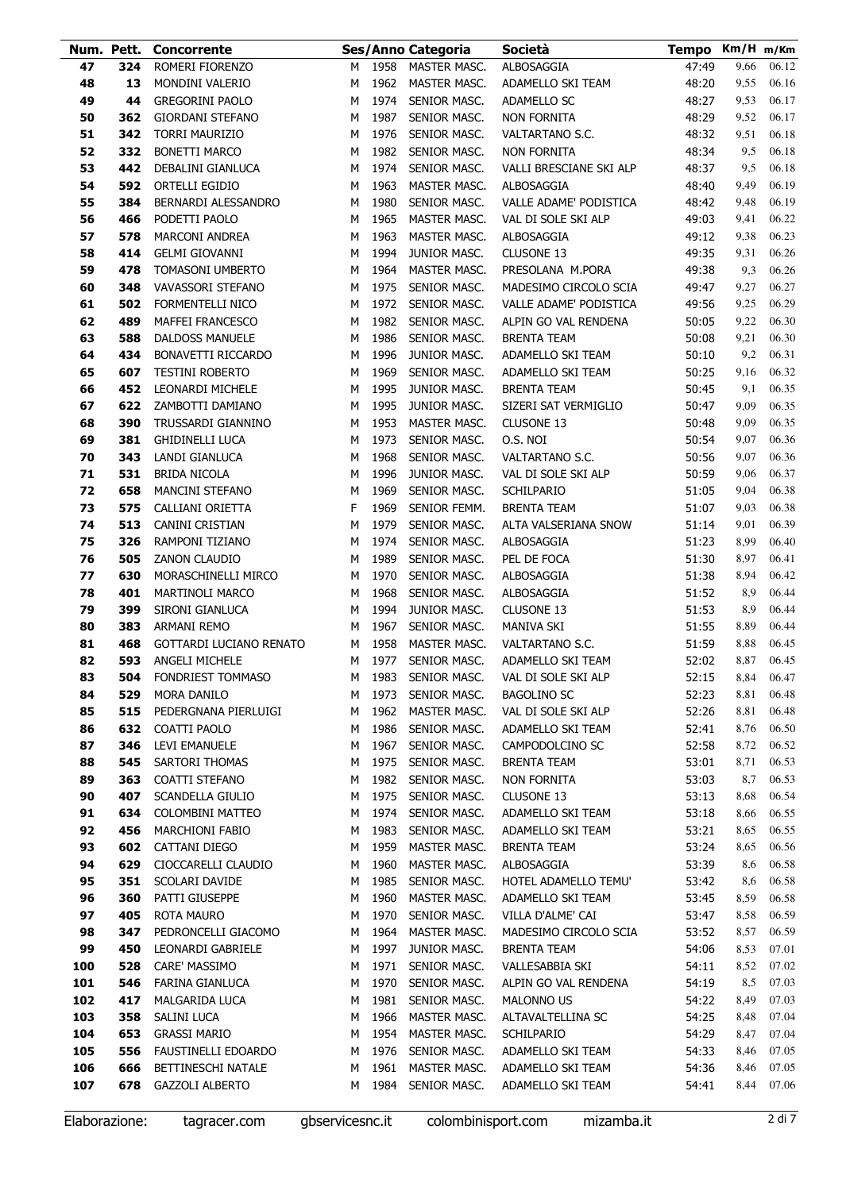| Num. | Pett. | Concorrente | Ses/Anno | | Categoria | Società | Tempo | Km/H | m/Km |
|---|---|---|---|---|---|---|---|---|---|
| 47 | 324 | ROMERI FIORENZO | M | 1958 | MASTER MASC. | ALBOSAGGIA | 47:49 | 9,66 | 06.12 |
| 48 | 13 | MONDINI VALERIO | M | 1962 | MASTER MASC. | ADAMELLO SKI TEAM | 48:20 | 9,55 | 06.16 |
| 49 | 44 | GREGORINI PAOLO | M | 1974 | SENIOR MASC. | ADAMELLO SC | 48:27 | 9,53 | 06.17 |
| 50 | 362 | GIORDANI STEFANO | M | 1987 | SENIOR MASC. | NON FORNITA | 48:29 | 9,52 | 06.17 |
| 51 | 342 | TORRI MAURIZIO | M | 1976 | SENIOR MASC. | VALTARTANO S.C. | 48:32 | 9,51 | 06.18 |
| 52 | 332 | BONETTI MARCO | M | 1982 | SENIOR MASC. | NON FORNITA | 48:34 | 9,5 | 06.18 |
| 53 | 442 | DEBALINI GIANLUCA | M | 1974 | SENIOR MASC. | VALLI BRESCIANE SKI ALP | 48:37 | 9,5 | 06.18 |
| 54 | 592 | ORTELLI EGIDIO | M | 1963 | MASTER MASC. | ALBOSAGGIA | 48:40 | 9,49 | 06.19 |
| 55 | 384 | BERNARDI ALESSANDRO | M | 1980 | SENIOR MASC. | VALLE ADAME' PODISTICA | 48:42 | 9,48 | 06.19 |
| 56 | 466 | PODETTI PAOLO | M | 1965 | MASTER MASC. | VAL DI SOLE SKI ALP | 49:03 | 9,41 | 06.22 |
| 57 | 578 | MARCONI ANDREA | M | 1963 | MASTER MASC. | ALBOSAGGIA | 49:12 | 9,38 | 06.23 |
| 58 | 414 | GELMI GIOVANNI | M | 1994 | JUNIOR MASC. | CLUSONE 13 | 49:35 | 9,31 | 06.26 |
| 59 | 478 | TOMASONI UMBERTO | M | 1964 | MASTER MASC. | PRESOLANA M.PORA | 49:38 | 9,3 | 06.26 |
| 60 | 348 | VAVASSORI STEFANO | M | 1975 | SENIOR MASC. | MADESIMO CIRCOLO SCIA | 49:47 | 9,27 | 06.27 |
| 61 | 502 | FORMENTELLI NICO | M | 1972 | SENIOR MASC. | VALLE ADAME' PODISTICA | 49:56 | 9,25 | 06.29 |
| 62 | 489 | MAFFEI FRANCESCO | M | 1982 | SENIOR MASC. | ALPIN GO VAL RENDENA | 50:05 | 9,22 | 06.30 |
| 63 | 588 | DALDOSS MANUELE | M | 1986 | SENIOR MASC. | BRENTA TEAM | 50:08 | 9,21 | 06.30 |
| 64 | 434 | BONAVETTI RICCARDO | M | 1996 | JUNIOR MASC. | ADAMELLO SKI TEAM | 50:10 | 9,2 | 06.31 |
| 65 | 607 | TESTINI ROBERTO | M | 1969 | SENIOR MASC. | ADAMELLO SKI TEAM | 50:25 | 9,16 | 06.32 |
| 66 | 452 | LEONARDI MICHELE | M | 1995 | JUNIOR MASC. | BRENTA TEAM | 50:45 | 9,1 | 06.35 |
| 67 | 622 | ZAMBOTTI DAMIANO | M | 1995 | JUNIOR MASC. | SIZERI SAT VERMIGLIO | 50:47 | 9,09 | 06.35 |
| 68 | 390 | TRUSSARDI GIANNINO | M | 1953 | MASTER MASC. | CLUSONE 13 | 50:48 | 9,09 | 06.35 |
| 69 | 381 | GHIDINELLI LUCA | M | 1973 | SENIOR MASC. | O.S. NOI | 50:54 | 9,07 | 06.36 |
| 70 | 343 | LANDI GIANLUCA | M | 1968 | SENIOR MASC. | VALTARTANO S.C. | 50:56 | 9,07 | 06.36 |
| 71 | 531 | BRIDA NICOLA | M | 1996 | JUNIOR MASC. | VAL DI SOLE SKI ALP | 50:59 | 9,06 | 06.37 |
| 72 | 658 | MANCINI STEFANO | M | 1969 | SENIOR MASC. | SCHILPARIO | 51:05 | 9,04 | 06.38 |
| 73 | 575 | CALLIANI ORIETTA | F | 1969 | SENIOR FEMM. | BRENTA TEAM | 51:07 | 9,03 | 06.38 |
| 74 | 513 | CANINI CRISTIAN | M | 1979 | SENIOR MASC. | ALTA VALSERIANA SNOW | 51:14 | 9,01 | 06.39 |
| 75 | 326 | RAMPONI TIZIANO | M | 1974 | SENIOR MASC. | ALBOSAGGIA | 51:23 | 8,99 | 06.40 |
| 76 | 505 | ZANON CLAUDIO | M | 1989 | SENIOR MASC. | PEL DE FOCA | 51:30 | 8,97 | 06.41 |
| 77 | 630 | MORASCHINELLI MIRCO | M | 1970 | SENIOR MASC. | ALBOSAGGIA | 51:38 | 8,94 | 06.42 |
| 78 | 401 | MARTINOLI MARCO | M | 1968 | SENIOR MASC. | ALBOSAGGIA | 51:52 | 8,9 | 06.44 |
| 79 | 399 | SIRONI GIANLUCA | M | 1994 | JUNIOR MASC. | CLUSONE 13 | 51:53 | 8,9 | 06.44 |
| 80 | 383 | ARMANI REMO | M | 1967 | SENIOR MASC. | MANIVA SKI | 51:55 | 8,89 | 06.44 |
| 81 | 468 | GOTTARDI LUCIANO RENATO | M | 1958 | MASTER MASC. | VALTARTANO S.C. | 51:59 | 8,88 | 06.45 |
| 82 | 593 | ANGELI MICHELE | M | 1977 | SENIOR MASC. | ADAMELLO SKI TEAM | 52:02 | 8,87 | 06.45 |
| 83 | 504 | FONDRIEST TOMMASO | M | 1983 | SENIOR MASC. | VAL DI SOLE SKI ALP | 52:15 | 8,84 | 06.47 |
| 84 | 529 | MORA DANILO | M | 1973 | SENIOR MASC. | BAGOLINO SC | 52:23 | 8,81 | 06.48 |
| 85 | 515 | PEDERGNANA PIERLUIGI | M | 1962 | MASTER MASC. | VAL DI SOLE SKI ALP | 52:26 | 8,81 | 06.48 |
| 86 | 632 | COATTI PAOLO | M | 1986 | SENIOR MASC. | ADAMELLO SKI TEAM | 52:41 | 8,76 | 06.50 |
| 87 | 346 | LEVI EMANUELE | M | 1967 | SENIOR MASC. | CAMPODOLCINO SC | 52:58 | 8,72 | 06.52 |
| 88 | 545 | SARTORI THOMAS | M | 1975 | SENIOR MASC. | BRENTA TEAM | 53:01 | 8,71 | 06.53 |
| 89 | 363 | COATTI STEFANO | M | 1982 | SENIOR MASC. | NON FORNITA | 53:03 | 8,7 | 06.53 |
| 90 | 407 | SCANDELLA GIULIO | M | 1975 | SENIOR MASC. | CLUSONE 13 | 53:13 | 8,68 | 06.54 |
| 91 | 634 | COLOMBINI MATTEO | M | 1974 | SENIOR MASC. | ADAMELLO SKI TEAM | 53:18 | 8,66 | 06.55 |
| 92 | 456 | MARCHIONI FABIO | M | 1983 | SENIOR MASC. | ADAMELLO SKI TEAM | 53:21 | 8,65 | 06.55 |
| 93 | 602 | CATTANI DIEGO | M | 1959 | MASTER MASC. | BRENTA TEAM | 53:24 | 8,65 | 06.56 |
| 94 | 629 | CIOCCARELLI CLAUDIO | M | 1960 | MASTER MASC. | ALBOSAGGIA | 53:39 | 8,6 | 06.58 |
| 95 | 351 | SCOLARI DAVIDE | M | 1985 | SENIOR MASC. | HOTEL ADAMELLO TEMU' | 53:42 | 8,6 | 06.58 |
| 96 | 360 | PATTI GIUSEPPE | M | 1960 | MASTER MASC. | ADAMELLO SKI TEAM | 53:45 | 8,59 | 06.58 |
| 97 | 405 | ROTA MAURO | M | 1970 | SENIOR MASC. | VILLA D'ALME' CAI | 53:47 | 8,58 | 06.59 |
| 98 | 347 | PEDRONCELLI GIACOMO | M | 1964 | MASTER MASC. | MADESIMO CIRCOLO SCIA | 53:52 | 8,57 | 06.59 |
| 99 | 450 | LEONARDI GABRIELE | M | 1997 | JUNIOR MASC. | BRENTA TEAM | 54:06 | 8,53 | 07.01 |
| 100 | 528 | CARE' MASSIMO | M | 1971 | SENIOR MASC. | VALLESABBIA SKI | 54:11 | 8,52 | 07.02 |
| 101 | 546 | FARINA GIANLUCA | M | 1970 | SENIOR MASC. | ALPIN GO VAL RENDENA | 54:19 | 8,5 | 07.03 |
| 102 | 417 | MALGARIDA LUCA | M | 1981 | SENIOR MASC. | MALONNO US | 54:22 | 8,49 | 07.03 |
| 103 | 358 | SALINI LUCA | M | 1966 | MASTER MASC. | ALTAVALTELLINA SC | 54:25 | 8,48 | 07.04 |
| 104 | 653 | GRASSI MARIO | M | 1954 | MASTER MASC. | SCHILPARIO | 54:29 | 8,47 | 07.04 |
| 105 | 556 | FAUSTINELLI EDOARDO | M | 1976 | SENIOR MASC. | ADAMELLO SKI TEAM | 54:33 | 8,46 | 07.05 |
| 106 | 666 | BETTINESCHI NATALE | M | 1961 | MASTER MASC. | ADAMELLO SKI TEAM | 54:36 | 8,46 | 07.05 |
| 107 | 678 | GAZZOLI ALBERTO | M | 1984 | SENIOR MASC. | ADAMELLO SKI TEAM | 54:41 | 8,44 | 07.06 |

Elaborazione: tagracer.com gbservicesnc.it colombinisport.com mizamba.it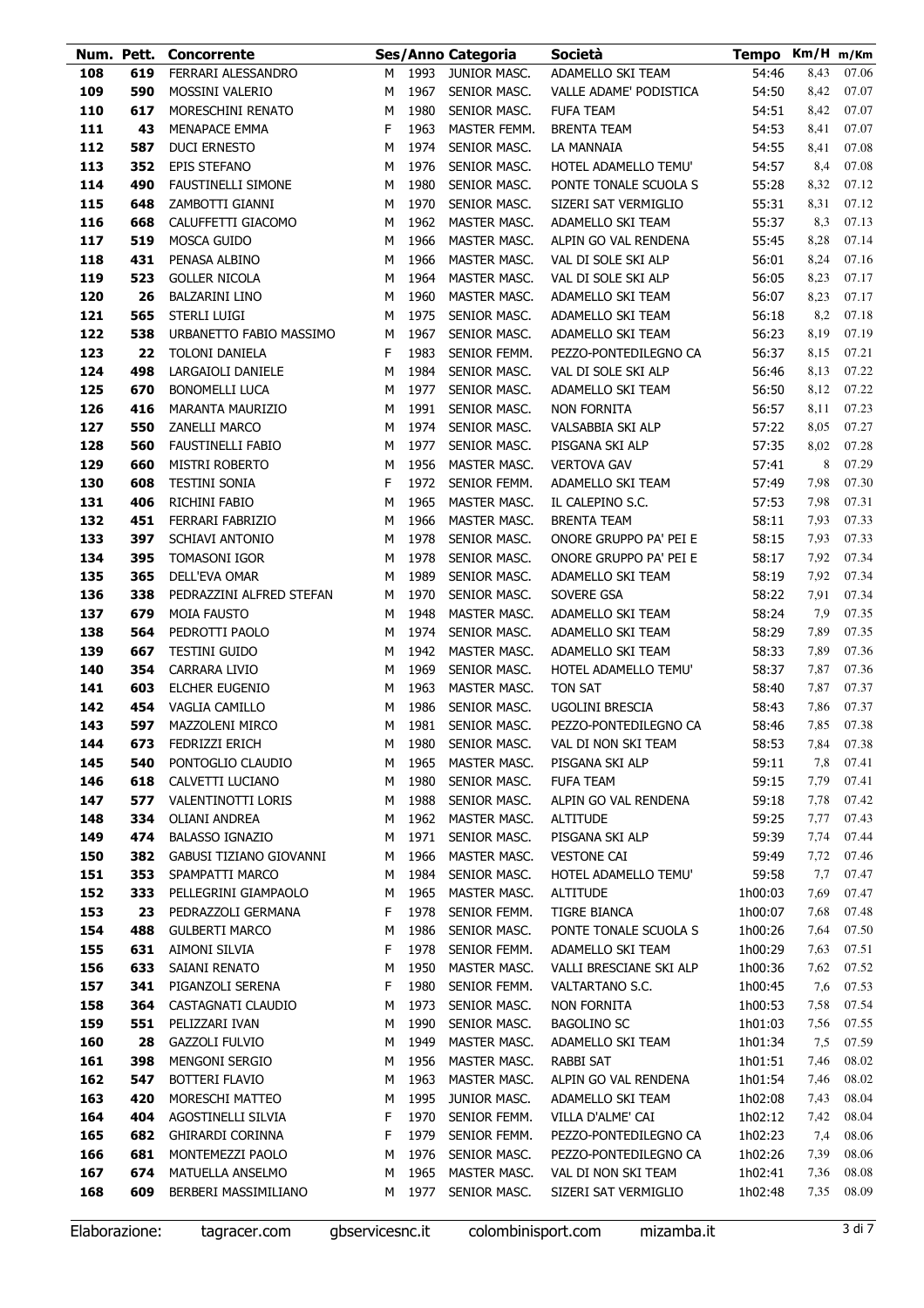| Num. | Pett. | Concorrente | Ses/Anno | | Categoria | Società | Tempo | Km/H | m/Km |
|---|---|---|---|---|---|---|---|---|---|
| 108 | 619 | FERRARI ALESSANDRO | M | 1993 | JUNIOR MASC. | ADAMELLO SKI TEAM | 54:46 | 8,43 | 07.06 |
| 109 | 590 | MOSSINI VALERIO | M | 1967 | SENIOR MASC. | VALLE ADAME' PODISTICA | 54:50 | 8,42 | 07.07 |
| 110 | 617 | MORESCHINI RENATO | M | 1980 | SENIOR MASC. | FUFA TEAM | 54:51 | 8,42 | 07.07 |
| 111 | 43 | MENAPACE EMMA | F | 1963 | MASTER FEMM. | BRENTA TEAM | 54:53 | 8,41 | 07.07 |
| 112 | 587 | DUCI ERNESTO | M | 1974 | SENIOR MASC. | LA MANNAIA | 54:55 | 8,41 | 07.08 |
| 113 | 352 | EPIS STEFANO | M | 1976 | SENIOR MASC. | HOTEL ADAMELLO TEMU' | 54:57 | 8,4 | 07.08 |
| 114 | 490 | FAUSTINELLI SIMONE | M | 1980 | SENIOR MASC. | PONTE TONALE SCUOLA S | 55:28 | 8,32 | 07.12 |
| 115 | 648 | ZAMBOTTI GIANNI | M | 1970 | SENIOR MASC. | SIZERI SAT VERMIGLIO | 55:31 | 8,31 | 07.12 |
| 116 | 668 | CALUFFETTI GIACOMO | M | 1962 | MASTER MASC. | ADAMELLO SKI TEAM | 55:37 | 8,3 | 07.13 |
| 117 | 519 | MOSCA GUIDO | M | 1966 | MASTER MASC. | ALPIN GO VAL RENDENA | 55:45 | 8,28 | 07.14 |
| 118 | 431 | PENASA ALBINO | M | 1966 | MASTER MASC. | VAL DI SOLE SKI ALP | 56:01 | 8,24 | 07.16 |
| 119 | 523 | GOLLER NICOLA | M | 1964 | MASTER MASC. | VAL DI SOLE SKI ALP | 56:05 | 8,23 | 07.17 |
| 120 | 26 | BALZARINI LINO | M | 1960 | MASTER MASC. | ADAMELLO SKI TEAM | 56:07 | 8,23 | 07.17 |
| 121 | 565 | STERLI LUIGI | M | 1975 | SENIOR MASC. | ADAMELLO SKI TEAM | 56:18 | 8,2 | 07.18 |
| 122 | 538 | URBANETTO FABIO MASSIMO | M | 1967 | SENIOR MASC. | ADAMELLO SKI TEAM | 56:23 | 8,19 | 07.19 |
| 123 | 22 | TOLONI DANIELA | F | 1983 | SENIOR FEMM. | PEZZO-PONTEDILEGNO CA | 56:37 | 8,15 | 07.21 |
| 124 | 498 | LARGAIOLI DANIELE | M | 1984 | SENIOR MASC. | VAL DI SOLE SKI ALP | 56:46 | 8,13 | 07.22 |
| 125 | 670 | BONOMELLI LUCA | M | 1977 | SENIOR MASC. | ADAMELLO SKI TEAM | 56:50 | 8,12 | 07.22 |
| 126 | 416 | MARANTA MAURIZIO | M | 1991 | SENIOR MASC. | NON FORNITA | 56:57 | 8,11 | 07.23 |
| 127 | 550 | ZANELLI MARCO | M | 1974 | SENIOR MASC. | VALSABBIA SKI ALP | 57:22 | 8,05 | 07.27 |
| 128 | 560 | FAUSTINELLI FABIO | M | 1977 | SENIOR MASC. | PISGANA SKI ALP | 57:35 | 8,02 | 07.28 |
| 129 | 660 | MISTRI ROBERTO | M | 1956 | MASTER MASC. | VERTOVA GAV | 57:41 | 8 | 07.29 |
| 130 | 608 | TESTINI SONIA | F | 1972 | SENIOR FEMM. | ADAMELLO SKI TEAM | 57:49 | 7,98 | 07.30 |
| 131 | 406 | RICHINI FABIO | M | 1965 | MASTER MASC. | IL CALEPINO S.C. | 57:53 | 7,98 | 07.31 |
| 132 | 451 | FERRARI FABRIZIO | M | 1966 | MASTER MASC. | BRENTA TEAM | 58:11 | 7,93 | 07.33 |
| 133 | 397 | SCHIAVI ANTONIO | M | 1978 | SENIOR MASC. | ONORE GRUPPO PA' PEI E | 58:15 | 7,93 | 07.33 |
| 134 | 395 | TOMASONI IGOR | M | 1978 | SENIOR MASC. | ONORE GRUPPO PA' PEI E | 58:17 | 7,92 | 07.34 |
| 135 | 365 | DELL'EVA OMAR | M | 1989 | SENIOR MASC. | ADAMELLO SKI TEAM | 58:19 | 7,92 | 07.34 |
| 136 | 338 | PEDRAZZINI ALFRED STEFAN | M | 1970 | SENIOR MASC. | SOVERE GSA | 58:22 | 7,91 | 07.34 |
| 137 | 679 | MOIA FAUSTO | M | 1948 | MASTER MASC. | ADAMELLO SKI TEAM | 58:24 | 7,9 | 07.35 |
| 138 | 564 | PEDROTTI PAOLO | M | 1974 | SENIOR MASC. | ADAMELLO SKI TEAM | 58:29 | 7,89 | 07.35 |
| 139 | 667 | TESTINI GUIDO | M | 1942 | MASTER MASC. | ADAMELLO SKI TEAM | 58:33 | 7,89 | 07.36 |
| 140 | 354 | CARRARA LIVIO | M | 1969 | SENIOR MASC. | HOTEL ADAMELLO TEMU' | 58:37 | 7,87 | 07.36 |
| 141 | 603 | ELCHER EUGENIO | M | 1963 | MASTER MASC. | TON SAT | 58:40 | 7,87 | 07.37 |
| 142 | 454 | VAGLIA CAMILLO | M | 1986 | SENIOR MASC. | UGOLINI BRESCIA | 58:43 | 7,86 | 07.37 |
| 143 | 597 | MAZZOLENI MIRCO | M | 1981 | SENIOR MASC. | PEZZO-PONTEDILEGNO CA | 58:46 | 7,85 | 07.38 |
| 144 | 673 | FEDRIZZI ERICH | M | 1980 | SENIOR MASC. | VAL DI NON SKI TEAM | 58:53 | 7,84 | 07.38 |
| 145 | 540 | PONTOGLIO CLAUDIO | M | 1965 | MASTER MASC. | PISGANA SKI ALP | 59:11 | 7,8 | 07.41 |
| 146 | 618 | CALVETTI LUCIANO | M | 1980 | SENIOR MASC. | FUFA TEAM | 59:15 | 7,79 | 07.41 |
| 147 | 577 | VALENTINOTTI LORIS | M | 1988 | SENIOR MASC. | ALPIN GO VAL RENDENA | 59:18 | 7,78 | 07.42 |
| 148 | 334 | OLIANI ANDREA | M | 1962 | MASTER MASC. | ALTITUDE | 59:25 | 7,77 | 07.43 |
| 149 | 474 | BALASSO IGNAZIO | M | 1971 | SENIOR MASC. | PISGANA SKI ALP | 59:39 | 7,74 | 07.44 |
| 150 | 382 | GABUSI TIZIANO GIOVANNI | M | 1966 | MASTER MASC. | VESTONE CAI | 59:49 | 7,72 | 07.46 |
| 151 | 353 | SPAMPATTI MARCO | M | 1984 | SENIOR MASC. | HOTEL ADAMELLO TEMU' | 59:58 | 7,7 | 07.47 |
| 152 | 333 | PELLEGRINI GIAMPAOLO | M | 1965 | MASTER MASC. | ALTITUDE | 1h00:03 | 7,69 | 07.47 |
| 153 | 23 | PEDRAZZOLI GERMANA | F | 1978 | SENIOR FEMM. | TIGRE BIANCA | 1h00:07 | 7,68 | 07.48 |
| 154 | 488 | GULBERTI MARCO | M | 1986 | SENIOR MASC. | PONTE TONALE SCUOLA S | 1h00:26 | 7,64 | 07.50 |
| 155 | 631 | AIMONI SILVIA | F | 1978 | SENIOR FEMM. | ADAMELLO SKI TEAM | 1h00:29 | 7,63 | 07.51 |
| 156 | 633 | SAIANI RENATO | M | 1950 | MASTER MASC. | VALLI BRESCIANE SKI ALP | 1h00:36 | 7,62 | 07.52 |
| 157 | 341 | PIGANZOLI SERENA | F | 1980 | SENIOR FEMM. | VALTARTANO S.C. | 1h00:45 | 7,6 | 07.53 |
| 158 | 364 | CASTAGNATI CLAUDIO | M | 1973 | SENIOR MASC. | NON FORNITA | 1h00:53 | 7,58 | 07.54 |
| 159 | 551 | PELIZZARI IVAN | M | 1990 | SENIOR MASC. | BAGOLINO SC | 1h01:03 | 7,56 | 07.55 |
| 160 | 28 | GAZZOLI FULVIO | M | 1949 | MASTER MASC. | ADAMELLO SKI TEAM | 1h01:34 | 7,5 | 07.59 |
| 161 | 398 | MENGONI SERGIO | M | 1956 | MASTER MASC. | RABBI SAT | 1h01:51 | 7,46 | 08.02 |
| 162 | 547 | BOTTERI FLAVIO | M | 1963 | MASTER MASC. | ALPIN GO VAL RENDENA | 1h01:54 | 7,46 | 08.02 |
| 163 | 420 | MORESCHI MATTEO | M | 1995 | JUNIOR MASC. | ADAMELLO SKI TEAM | 1h02:08 | 7,43 | 08.04 |
| 164 | 404 | AGOSTINELLI SILVIA | F | 1970 | SENIOR FEMM. | VILLA D'ALME' CAI | 1h02:12 | 7,42 | 08.04 |
| 165 | 682 | GHIRARDI CORINNA | F | 1979 | SENIOR FEMM. | PEZZO-PONTEDILEGNO CA | 1h02:23 | 7,4 | 08.06 |
| 166 | 681 | MONTEMEZZI PAOLO | M | 1976 | SENIOR MASC. | PEZZO-PONTEDILEGNO CA | 1h02:26 | 7,39 | 08.06 |
| 167 | 674 | MATUELLA ANSELMO | M | 1965 | MASTER MASC. | VAL DI NON SKI TEAM | 1h02:41 | 7,36 | 08.08 |
| 168 | 609 | BERBERI MASSIMILIANO | M | 1977 | SENIOR MASC. | SIZERI SAT VERMIGLIO | 1h02:48 | 7,35 | 08.09 |

Elaborazione: tagracer.com gbservicesnc.it colombinisport.com mizamba.it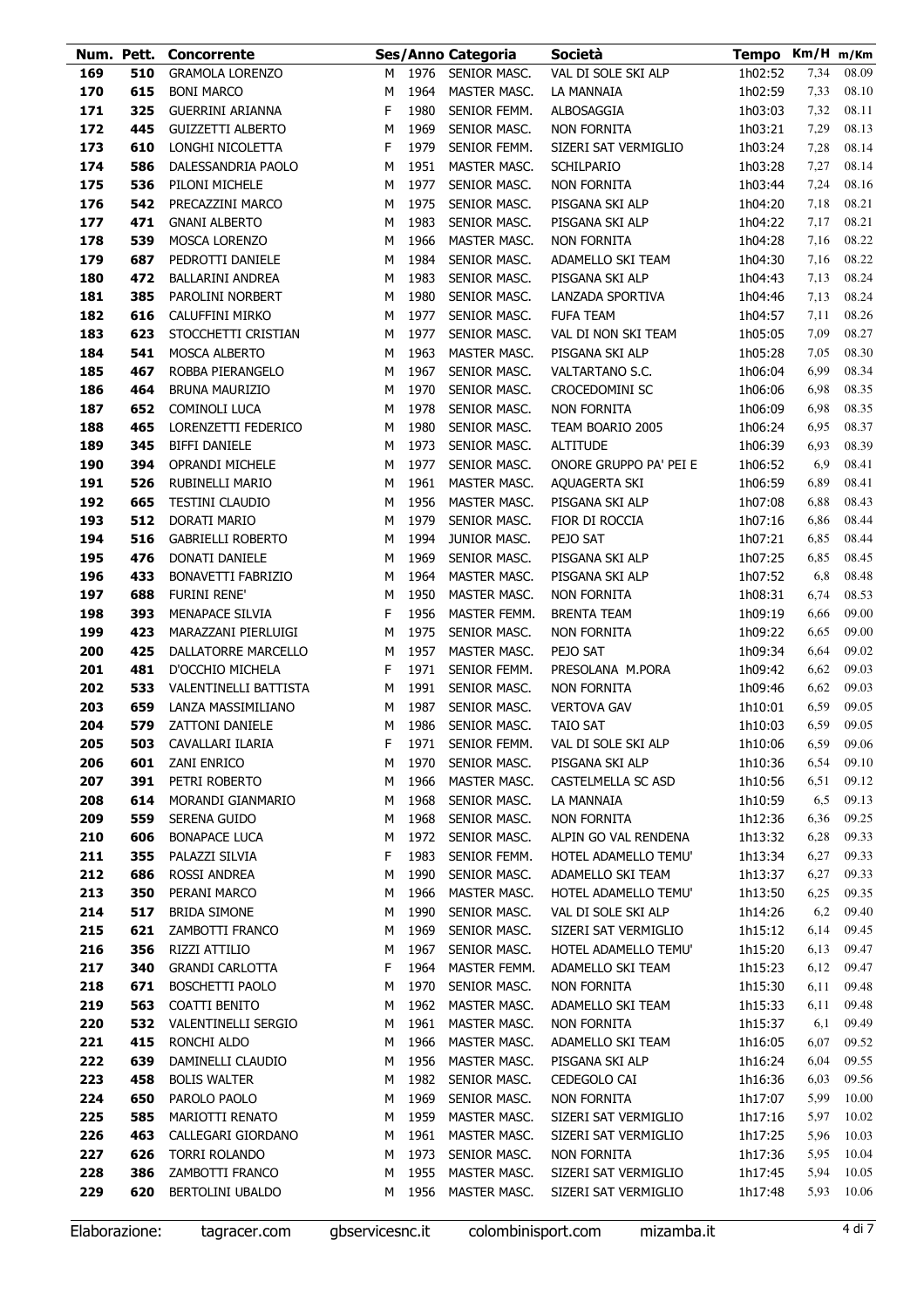| Num. | Pett. | Concorrente | Ses/Anno | | Categoria | Società | Tempo | Km/H | m/Km |
|---|---|---|---|---|---|---|---|---|---|
| 169 | 510 | GRAMOLA LORENZO | M | 1976 | SENIOR MASC. | VAL DI SOLE SKI ALP | 1h02:52 | 7,34 | 08.09 |
| 170 | 615 | BONI MARCO | M | 1964 | MASTER MASC. | LA MANNAIA | 1h02:59 | 7,33 | 08.10 |
| 171 | 325 | GUERRINI ARIANNA | F | 1980 | SENIOR FEMM. | ALBOSAGGIA | 1h03:03 | 7,32 | 08.11 |
| 172 | 445 | GUIZZETTI ALBERTO | M | 1969 | SENIOR MASC. | NON FORNITA | 1h03:21 | 7,29 | 08.13 |
| 173 | 610 | LONGHI NICOLETTA | F | 1979 | SENIOR FEMM. | SIZERI SAT VERMIGLIO | 1h03:24 | 7,28 | 08.14 |
| 174 | 586 | DALESSANDRIA PAOLO | M | 1951 | MASTER MASC. | SCHILPARIO | 1h03:28 | 7,27 | 08.14 |
| 175 | 536 | PILONI MICHELE | M | 1977 | SENIOR MASC. | NON FORNITA | 1h03:44 | 7,24 | 08.16 |
| 176 | 542 | PRECAZZINI MARCO | M | 1975 | SENIOR MASC. | PISGANA SKI ALP | 1h04:20 | 7,18 | 08.21 |
| 177 | 471 | GNANI ALBERTO | M | 1983 | SENIOR MASC. | PISGANA SKI ALP | 1h04:22 | 7,17 | 08.21 |
| 178 | 539 | MOSCA LORENZO | M | 1966 | MASTER MASC. | NON FORNITA | 1h04:28 | 7,16 | 08.22 |
| 179 | 687 | PEDROTTI DANIELE | M | 1984 | SENIOR MASC. | ADAMELLO SKI TEAM | 1h04:30 | 7,16 | 08.22 |
| 180 | 472 | BALLARINI ANDREA | M | 1983 | SENIOR MASC. | PISGANA SKI ALP | 1h04:43 | 7,13 | 08.24 |
| 181 | 385 | PAROLINI NORBERT | M | 1980 | SENIOR MASC. | LANZADA SPORTIVA | 1h04:46 | 7,13 | 08.24 |
| 182 | 616 | CALUFFINI MIRKO | M | 1977 | SENIOR MASC. | FUFA TEAM | 1h04:57 | 7,11 | 08.26 |
| 183 | 623 | STOCCHETTI CRISTIAN | M | 1977 | SENIOR MASC. | VAL DI NON SKI TEAM | 1h05:05 | 7,09 | 08.27 |
| 184 | 541 | MOSCA ALBERTO | M | 1963 | MASTER MASC. | PISGANA SKI ALP | 1h05:28 | 7,05 | 08.30 |
| 185 | 467 | ROBBA PIERANGELO | M | 1967 | SENIOR MASC. | VALTARTANO S.C. | 1h06:04 | 6,99 | 08.34 |
| 186 | 464 | BRUNA MAURIZIO | M | 1970 | SENIOR MASC. | CROCEDOMINI SC | 1h06:06 | 6,98 | 08.35 |
| 187 | 652 | COMINOLI LUCA | M | 1978 | SENIOR MASC. | NON FORNITA | 1h06:09 | 6,98 | 08.35 |
| 188 | 465 | LORENZETTI FEDERICO | M | 1980 | SENIOR MASC. | TEAM BOARIO 2005 | 1h06:24 | 6,95 | 08.37 |
| 189 | 345 | BIFFI DANIELE | M | 1973 | SENIOR MASC. | ALTITUDE | 1h06:39 | 6,93 | 08.39 |
| 190 | 394 | OPRANDI MICHELE | M | 1977 | SENIOR MASC. | ONORE GRUPPO PA' PEI E | 1h06:52 | 6,9 | 08.41 |
| 191 | 526 | RUBINELLI MARIO | M | 1961 | MASTER MASC. | AQUAGERTA SKI | 1h06:59 | 6,89 | 08.41 |
| 192 | 665 | TESTINI CLAUDIO | M | 1956 | MASTER MASC. | PISGANA SKI ALP | 1h07:08 | 6,88 | 08.43 |
| 193 | 512 | DORATI MARIO | M | 1979 | SENIOR MASC. | FIOR DI ROCCIA | 1h07:16 | 6,86 | 08.44 |
| 194 | 516 | GABRIELLI ROBERTO | M | 1994 | JUNIOR MASC. | PEJO SAT | 1h07:21 | 6,85 | 08.44 |
| 195 | 476 | DONATI DANIELE | M | 1969 | SENIOR MASC. | PISGANA SKI ALP | 1h07:25 | 6,85 | 08.45 |
| 196 | 433 | BONAVETTI FABRIZIO | M | 1964 | MASTER MASC. | PISGANA SKI ALP | 1h07:52 | 6,8 | 08.48 |
| 197 | 688 | FURINI RENE' | M | 1950 | MASTER MASC. | NON FORNITA | 1h08:31 | 6,74 | 08.53 |
| 198 | 393 | MENAPACE SILVIA | F | 1956 | MASTER FEMM. | BRENTA TEAM | 1h09:19 | 6,66 | 09.00 |
| 199 | 423 | MARAZZANI PIERLUIGI | M | 1975 | SENIOR MASC. | NON FORNITA | 1h09:22 | 6,65 | 09.00 |
| 200 | 425 | DALLATORRE MARCELLO | M | 1957 | MASTER MASC. | PEJO SAT | 1h09:34 | 6,64 | 09.02 |
| 201 | 481 | D'OCCHIO MICHELA | F | 1971 | SENIOR FEMM. | PRESOLANA M.PORA | 1h09:42 | 6,62 | 09.03 |
| 202 | 533 | VALENTINELLI BATTISTA | M | 1991 | SENIOR MASC. | NON FORNITA | 1h09:46 | 6,62 | 09.03 |
| 203 | 659 | LANZA MASSIMILIANO | M | 1987 | SENIOR MASC. | VERTOVA GAV | 1h10:01 | 6,59 | 09.05 |
| 204 | 579 | ZATTONI DANIELE | M | 1986 | SENIOR MASC. | TAIO SAT | 1h10:03 | 6,59 | 09.05 |
| 205 | 503 | CAVALLARI ILARIA | F | 1971 | SENIOR FEMM. | VAL DI SOLE SKI ALP | 1h10:06 | 6,59 | 09.06 |
| 206 | 601 | ZANI ENRICO | M | 1970 | SENIOR MASC. | PISGANA SKI ALP | 1h10:36 | 6,54 | 09.10 |
| 207 | 391 | PETRI ROBERTO | M | 1966 | MASTER MASC. | CASTELMELLA SC ASD | 1h10:56 | 6,51 | 09.12 |
| 208 | 614 | MORANDI GIANMARIO | M | 1968 | SENIOR MASC. | LA MANNAIA | 1h10:59 | 6,5 | 09.13 |
| 209 | 559 | SERENA GUIDO | M | 1968 | SENIOR MASC. | NON FORNITA | 1h12:36 | 6,36 | 09.25 |
| 210 | 606 | BONAPACE LUCA | M | 1972 | SENIOR MASC. | ALPIN GO VAL RENDENA | 1h13:32 | 6,28 | 09.33 |
| 211 | 355 | PALAZZI SILVIA | F | 1983 | SENIOR FEMM. | HOTEL ADAMELLO TEMU' | 1h13:34 | 6,27 | 09.33 |
| 212 | 686 | ROSSI ANDREA | M | 1990 | SENIOR MASC. | ADAMELLO SKI TEAM | 1h13:37 | 6,27 | 09.33 |
| 213 | 350 | PERANI MARCO | M | 1966 | MASTER MASC. | HOTEL ADAMELLO TEMU' | 1h13:50 | 6,25 | 09.35 |
| 214 | 517 | BRIDA SIMONE | M | 1990 | SENIOR MASC. | VAL DI SOLE SKI ALP | 1h14:26 | 6,2 | 09.40 |
| 215 | 621 | ZAMBOTTI FRANCO | M | 1969 | SENIOR MASC. | SIZERI SAT VERMIGLIO | 1h15:12 | 6,14 | 09.45 |
| 216 | 356 | RIZZI ATTILIO | M | 1967 | SENIOR MASC. | HOTEL ADAMELLO TEMU' | 1h15:20 | 6,13 | 09.47 |
| 217 | 340 | GRANDI CARLOTTA | F | 1964 | MASTER FEMM. | ADAMELLO SKI TEAM | 1h15:23 | 6,12 | 09.47 |
| 218 | 671 | BOSCHETTI PAOLO | M | 1970 | SENIOR MASC. | NON FORNITA | 1h15:30 | 6,11 | 09.48 |
| 219 | 563 | COATTI BENITO | M | 1962 | MASTER MASC. | ADAMELLO SKI TEAM | 1h15:33 | 6,11 | 09.48 |
| 220 | 532 | VALENTINELLI SERGIO | M | 1961 | MASTER MASC. | NON FORNITA | 1h15:37 | 6,1 | 09.49 |
| 221 | 415 | RONCHI ALDO | M | 1966 | MASTER MASC. | ADAMELLO SKI TEAM | 1h16:05 | 6,07 | 09.52 |
| 222 | 639 | DAMINELLI CLAUDIO | M | 1956 | MASTER MASC. | PISGANA SKI ALP | 1h16:24 | 6,04 | 09.55 |
| 223 | 458 | BOLIS WALTER | M | 1982 | SENIOR MASC. | CEDEGOLO CAI | 1h16:36 | 6,03 | 09.56 |
| 224 | 650 | PAROLO PAOLO | M | 1969 | SENIOR MASC. | NON FORNITA | 1h17:07 | 5,99 | 10.00 |
| 225 | 585 | MARIOTTI RENATO | M | 1959 | MASTER MASC. | SIZERI SAT VERMIGLIO | 1h17:16 | 5,97 | 10.02 |
| 226 | 463 | CALLEGARI GIORDANO | M | 1961 | MASTER MASC. | SIZERI SAT VERMIGLIO | 1h17:25 | 5,96 | 10.03 |
| 227 | 626 | TORRI ROLANDO | M | 1973 | SENIOR MASC. | NON FORNITA | 1h17:36 | 5,95 | 10.04 |
| 228 | 386 | ZAMBOTTI FRANCO | M | 1955 | MASTER MASC. | SIZERI SAT VERMIGLIO | 1h17:45 | 5,94 | 10.05 |
| 229 | 620 | BERTOLINI UBALDO | M | 1956 | MASTER MASC. | SIZERI SAT VERMIGLIO | 1h17:48 | 5,93 | 10.06 |

Elaborazione: tagracer.com gbservicesnc.it colombinisport.com mizamba.it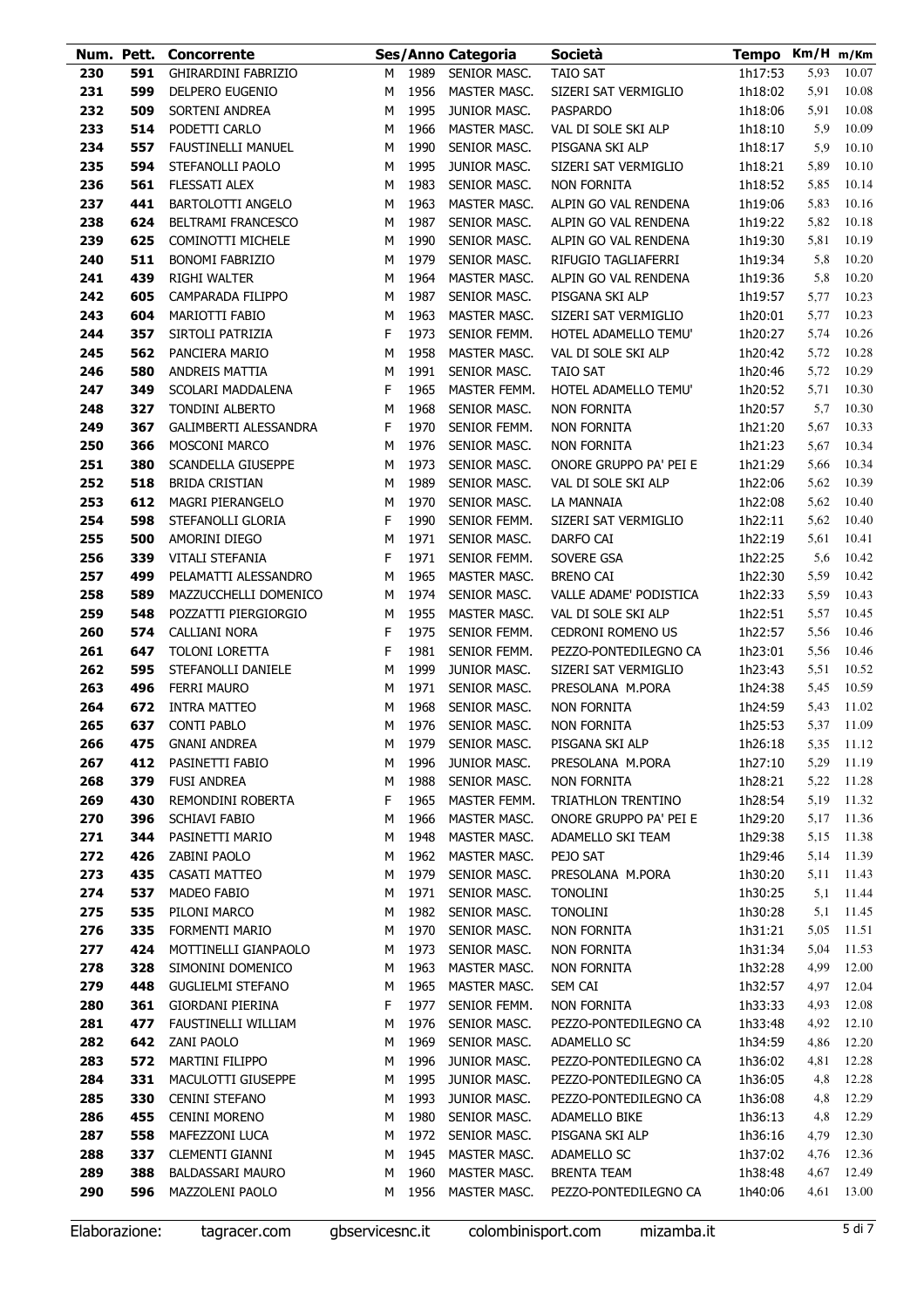| Num. | Pett. | Concorrente | Ses/Anno | | Categoria | Società | Tempo | Km/H | m/Km |
|---|---|---|---|---|---|---|---|---|---|
| 230 | 591 | GHIRARDINI FABRIZIO | M | 1989 | SENIOR MASC. | TAIO SAT | 1h17:53 | 5,93 | 10.07 |
| 231 | 599 | DELPERO EUGENIO | M | 1956 | MASTER MASC. | SIZERI SAT VERMIGLIO | 1h18:02 | 5,91 | 10.08 |
| 232 | 509 | SORTENI ANDREA | M | 1995 | JUNIOR MASC. | PASPARDO | 1h18:06 | 5,91 | 10.08 |
| 233 | 514 | PODETTI CARLO | M | 1966 | MASTER MASC. | VAL DI SOLE SKI ALP | 1h18:10 | 5,9 | 10.09 |
| 234 | 557 | FAUSTINELLI MANUEL | M | 1990 | SENIOR MASC. | PISGANA SKI ALP | 1h18:17 | 5,9 | 10.10 |
| 235 | 594 | STEFANOLLI PAOLO | M | 1995 | JUNIOR MASC. | SIZERI SAT VERMIGLIO | 1h18:21 | 5,89 | 10.10 |
| 236 | 561 | FLESSATI ALEX | M | 1983 | SENIOR MASC. | NON FORNITA | 1h18:52 | 5,85 | 10.14 |
| 237 | 441 | BARTOLOTTI ANGELO | M | 1963 | MASTER MASC. | ALPIN GO VAL RENDENA | 1h19:06 | 5,83 | 10.16 |
| 238 | 624 | BELTRAMI FRANCESCO | M | 1987 | SENIOR MASC. | ALPIN GO VAL RENDENA | 1h19:22 | 5,82 | 10.18 |
| 239 | 625 | COMINOTTI MICHELE | M | 1990 | SENIOR MASC. | ALPIN GO VAL RENDENA | 1h19:30 | 5,81 | 10.19 |
| 240 | 511 | BONOMI FABRIZIO | M | 1979 | SENIOR MASC. | RIFUGIO TAGLIAFERRI | 1h19:34 | 5,8 | 10.20 |
| 241 | 439 | RIGHI WALTER | M | 1964 | MASTER MASC. | ALPIN GO VAL RENDENA | 1h19:36 | 5,8 | 10.20 |
| 242 | 605 | CAMPARADA FILIPPO | M | 1987 | SENIOR MASC. | PISGANA SKI ALP | 1h19:57 | 5,77 | 10.23 |
| 243 | 604 | MARIOTTI FABIO | M | 1963 | MASTER MASC. | SIZERI SAT VERMIGLIO | 1h20:01 | 5,77 | 10.23 |
| 244 | 357 | SIRTOLI PATRIZIA | F | 1973 | SENIOR FEMM. | HOTEL ADAMELLO TEMU' | 1h20:27 | 5,74 | 10.26 |
| 245 | 562 | PANCIERA MARIO | M | 1958 | MASTER MASC. | VAL DI SOLE SKI ALP | 1h20:42 | 5,72 | 10.28 |
| 246 | 580 | ANDREIS MATTIA | M | 1991 | SENIOR MASC. | TAIO SAT | 1h20:46 | 5,72 | 10.29 |
| 247 | 349 | SCOLARI MADDALENA | F | 1965 | MASTER FEMM. | HOTEL ADAMELLO TEMU' | 1h20:52 | 5,71 | 10.30 |
| 248 | 327 | TONDINI ALBERTO | M | 1968 | SENIOR MASC. | NON FORNITA | 1h20:57 | 5,7 | 10.30 |
| 249 | 367 | GALIMBERTI ALESSANDRA | F | 1970 | SENIOR FEMM. | NON FORNITA | 1h21:20 | 5,67 | 10.33 |
| 250 | 366 | MOSCONI MARCO | M | 1976 | SENIOR MASC. | NON FORNITA | 1h21:23 | 5,67 | 10.34 |
| 251 | 380 | SCANDELLA GIUSEPPE | M | 1973 | SENIOR MASC. | ONORE GRUPPO PA' PEI E | 1h21:29 | 5,66 | 10.34 |
| 252 | 518 | BRIDA CRISTIAN | M | 1989 | SENIOR MASC. | VAL DI SOLE SKI ALP | 1h22:06 | 5,62 | 10.39 |
| 253 | 612 | MAGRI PIERANGELO | M | 1970 | SENIOR MASC. | LA MANNAIA | 1h22:08 | 5,62 | 10.40 |
| 254 | 598 | STEFANOLLI GLORIA | F | 1990 | SENIOR FEMM. | SIZERI SAT VERMIGLIO | 1h22:11 | 5,62 | 10.40 |
| 255 | 500 | AMORINI DIEGO | M | 1971 | SENIOR MASC. | DARFO CAI | 1h22:19 | 5,61 | 10.41 |
| 256 | 339 | VITALI STEFANIA | F | 1971 | SENIOR FEMM. | SOVERE GSA | 1h22:25 | 5,6 | 10.42 |
| 257 | 499 | PELAMATTI ALESSANDRO | M | 1965 | MASTER MASC. | BRENO CAI | 1h22:30 | 5,59 | 10.42 |
| 258 | 589 | MAZZUCCHELLI DOMENICO | M | 1974 | SENIOR MASC. | VALLE ADAME' PODISTICA | 1h22:33 | 5,59 | 10.43 |
| 259 | 548 | POZZATTI PIERGIORGIO | M | 1955 | MASTER MASC. | VAL DI SOLE SKI ALP | 1h22:51 | 5,57 | 10.45 |
| 260 | 574 | CALLIANI NORA | F | 1975 | SENIOR FEMM. | CEDRONI ROMENO US | 1h22:57 | 5,56 | 10.46 |
| 261 | 647 | TOLONI LORETTA | F | 1981 | SENIOR FEMM. | PEZZO-PONTEDILEGNO CA | 1h23:01 | 5,56 | 10.46 |
| 262 | 595 | STEFANOLLI DANIELE | M | 1999 | JUNIOR MASC. | SIZERI SAT VERMIGLIO | 1h23:43 | 5,51 | 10.52 |
| 263 | 496 | FERRI MAURO | M | 1971 | SENIOR MASC. | PRESOLANA M.PORA | 1h24:38 | 5,45 | 10.59 |
| 264 | 672 | INTRA MATTEO | M | 1968 | SENIOR MASC. | NON FORNITA | 1h24:59 | 5,43 | 11.02 |
| 265 | 637 | CONTI PABLO | M | 1976 | SENIOR MASC. | NON FORNITA | 1h25:53 | 5,37 | 11.09 |
| 266 | 475 | GNANI ANDREA | M | 1979 | SENIOR MASC. | PISGANA SKI ALP | 1h26:18 | 5,35 | 11.12 |
| 267 | 412 | PASINETTI FABIO | M | 1996 | JUNIOR MASC. | PRESOLANA M.PORA | 1h27:10 | 5,29 | 11.19 |
| 268 | 379 | FUSI ANDREA | M | 1988 | SENIOR MASC. | NON FORNITA | 1h28:21 | 5,22 | 11.28 |
| 269 | 430 | REMONDINI ROBERTA | F | 1965 | MASTER FEMM. | TRIATHLON TRENTINO | 1h28:54 | 5,19 | 11.32 |
| 270 | 396 | SCHIAVI FABIO | M | 1966 | MASTER MASC. | ONORE GRUPPO PA' PEI E | 1h29:20 | 5,17 | 11.36 |
| 271 | 344 | PASINETTI MARIO | M | 1948 | MASTER MASC. | ADAMELLO SKI TEAM | 1h29:38 | 5,15 | 11.38 |
| 272 | 426 | ZABINI PAOLO | M | 1962 | MASTER MASC. | PEJO SAT | 1h29:46 | 5,14 | 11.39 |
| 273 | 435 | CASATI MATTEO | M | 1979 | SENIOR MASC. | PRESOLANA M.PORA | 1h30:20 | 5,11 | 11.43 |
| 274 | 537 | MADEO FABIO | M | 1971 | SENIOR MASC. | TONOLINI | 1h30:25 | 5,1 | 11.44 |
| 275 | 535 | PILONI MARCO | M | 1982 | SENIOR MASC. | TONOLINI | 1h30:28 | 5,1 | 11.45 |
| 276 | 335 | FORMENTI MARIO | M | 1970 | SENIOR MASC. | NON FORNITA | 1h31:21 | 5,05 | 11.51 |
| 277 | 424 | MOTTINELLI GIANPAOLO | M | 1973 | SENIOR MASC. | NON FORNITA | 1h31:34 | 5,04 | 11.53 |
| 278 | 328 | SIMONINI DOMENICO | M | 1963 | MASTER MASC. | NON FORNITA | 1h32:28 | 4,99 | 12.00 |
| 279 | 448 | GUGLIELMI STEFANO | M | 1965 | MASTER MASC. | SEM CAI | 1h32:57 | 4,97 | 12.04 |
| 280 | 361 | GIORDANI PIERINA | F | 1977 | SENIOR FEMM. | NON FORNITA | 1h33:33 | 4,93 | 12.08 |
| 281 | 477 | FAUSTINELLI WILLIAM | M | 1976 | SENIOR MASC. | PEZZO-PONTEDILEGNO CA | 1h33:48 | 4,92 | 12.10 |
| 282 | 642 | ZANI PAOLO | M | 1969 | SENIOR MASC. | ADAMELLO SC | 1h34:59 | 4,86 | 12.20 |
| 283 | 572 | MARTINI FILIPPO | M | 1996 | JUNIOR MASC. | PEZZO-PONTEDILEGNO CA | 1h36:02 | 4,81 | 12.28 |
| 284 | 331 | MACULOTTI GIUSEPPE | M | 1995 | JUNIOR MASC. | PEZZO-PONTEDILEGNO CA | 1h36:05 | 4,8 | 12.28 |
| 285 | 330 | CENINI STEFANO | M | 1993 | JUNIOR MASC. | PEZZO-PONTEDILEGNO CA | 1h36:08 | 4,8 | 12.29 |
| 286 | 455 | CENINI MORENO | M | 1980 | SENIOR MASC. | ADAMELLO BIKE | 1h36:13 | 4,8 | 12.29 |
| 287 | 558 | MAFEZZONI LUCA | M | 1972 | SENIOR MASC. | PISGANA SKI ALP | 1h36:16 | 4,79 | 12.30 |
| 288 | 337 | CLEMENTI GIANNI | M | 1945 | MASTER MASC. | ADAMELLO SC | 1h37:02 | 4,76 | 12.36 |
| 289 | 388 | BALDASSARI MAURO | M | 1960 | MASTER MASC. | BRENTA TEAM | 1h38:48 | 4,67 | 12.49 |
| 290 | 596 | MAZZOLENI PAOLO | M | 1956 | MASTER MASC. | PEZZO-PONTEDILEGNO CA | 1h40:06 | 4,61 | 13.00 |

Elaborazione: tagracer.com gbservicesnc.it colombinisport.com mizamba.it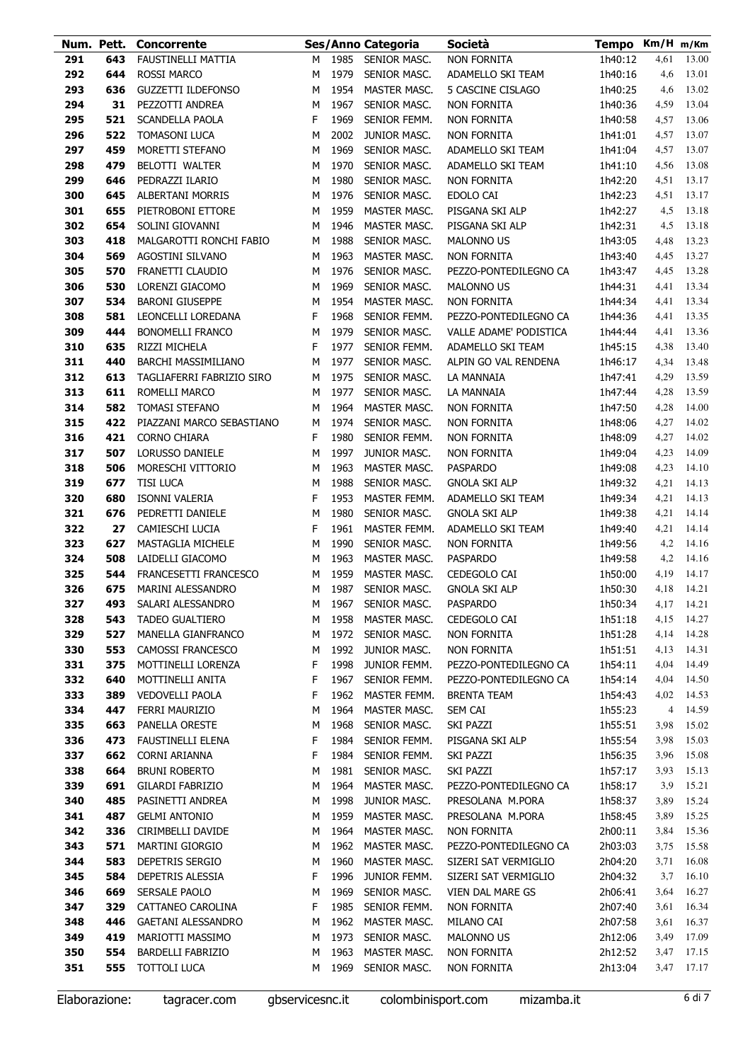| Num. | Pett. | Concorrente | Ses/Anno | | Categoria | Società | Tempo | Km/H | m/Km |
|---|---|---|---|---|---|---|---|---|---|
| 291 | 643 | FAUSTINELLI MATTIA | M | 1985 | SENIOR MASC. | NON FORNITA | 1h40:12 | 4,61 | 13.00 |
| 292 | 644 | ROSSI MARCO | M | 1979 | SENIOR MASC. | ADAMELLO SKI TEAM | 1h40:16 | 4,6 | 13.01 |
| 293 | 636 | GUZZETTI ILDEFONSO | M | 1954 | MASTER MASC. | 5 CASCINE CISLAGO | 1h40:25 | 4,6 | 13.02 |
| 294 | 31 | PEZZOTTI ANDREA | M | 1967 | SENIOR MASC. | NON FORNITA | 1h40:36 | 4,59 | 13.04 |
| 295 | 521 | SCANDELLA PAOLA | F | 1969 | SENIOR FEMM. | NON FORNITA | 1h40:58 | 4,57 | 13.06 |
| 296 | 522 | TOMASONI LUCA | M | 2002 | JUNIOR MASC. | NON FORNITA | 1h41:01 | 4,57 | 13.07 |
| 297 | 459 | MORETTI STEFANO | M | 1969 | SENIOR MASC. | ADAMELLO SKI TEAM | 1h41:04 | 4,57 | 13.07 |
| 298 | 479 | BELOTTI WALTER | M | 1970 | SENIOR MASC. | ADAMELLO SKI TEAM | 1h41:10 | 4,56 | 13.08 |
| 299 | 646 | PEDRAZZI ILARIO | M | 1980 | SENIOR MASC. | NON FORNITA | 1h42:20 | 4,51 | 13.17 |
| 300 | 645 | ALBERTANI MORRIS | M | 1976 | SENIOR MASC. | EDOLO CAI | 1h42:23 | 4,51 | 13.17 |
| 301 | 655 | PIETROBONI ETTORE | M | 1959 | MASTER MASC. | PISGANA SKI ALP | 1h42:27 | 4,5 | 13.18 |
| 302 | 654 | SOLINI GIOVANNI | M | 1946 | MASTER MASC. | PISGANA SKI ALP | 1h42:31 | 4,5 | 13.18 |
| 303 | 418 | MALGAROTTI RONCHI FABIO | M | 1988 | SENIOR MASC. | MALONNO US | 1h43:05 | 4,48 | 13.23 |
| 304 | 569 | AGOSTINI SILVANO | M | 1963 | MASTER MASC. | NON FORNITA | 1h43:40 | 4,45 | 13.27 |
| 305 | 570 | FRANETTI CLAUDIO | M | 1976 | SENIOR MASC. | PEZZO-PONTEDILEGNO CA | 1h43:47 | 4,45 | 13.28 |
| 306 | 530 | LORENZI GIACOMO | M | 1969 | SENIOR MASC. | MALONNO US | 1h44:31 | 4,41 | 13.34 |
| 307 | 534 | BARONI GIUSEPPE | M | 1954 | MASTER MASC. | NON FORNITA | 1h44:34 | 4,41 | 13.34 |
| 308 | 581 | LEONCELLI LOREDANA | F | 1968 | SENIOR FEMM. | PEZZO-PONTEDILEGNO CA | 1h44:36 | 4,41 | 13.35 |
| 309 | 444 | BONOMELLI FRANCO | M | 1979 | SENIOR MASC. | VALLE ADAME' PODISTICA | 1h44:44 | 4,41 | 13.36 |
| 310 | 635 | RIZZI MICHELA | F | 1977 | SENIOR FEMM. | ADAMELLO SKI TEAM | 1h45:15 | 4,38 | 13.40 |
| 311 | 440 | BARCHI MASSIMILIANO | M | 1977 | SENIOR MASC. | ALPIN GO VAL RENDENA | 1h46:17 | 4,34 | 13.48 |
| 312 | 613 | TAGLIAFERRI FABRIZIO SIRO | M | 1975 | SENIOR MASC. | LA MANNAIA | 1h47:41 | 4,29 | 13.59 |
| 313 | 611 | ROMELLI MARCO | M | 1977 | SENIOR MASC. | LA MANNAIA | 1h47:44 | 4,28 | 13.59 |
| 314 | 582 | TOMASI STEFANO | M | 1964 | MASTER MASC. | NON FORNITA | 1h47:50 | 4,28 | 14.00 |
| 315 | 422 | PIAZZANI MARCO SEBASTIANO | M | 1974 | SENIOR MASC. | NON FORNITA | 1h48:06 | 4,27 | 14.02 |
| 316 | 421 | CORNO CHIARA | F | 1980 | SENIOR FEMM. | NON FORNITA | 1h48:09 | 4,27 | 14.02 |
| 317 | 507 | LORUSSO DANIELE | M | 1997 | JUNIOR MASC. | NON FORNITA | 1h49:04 | 4,23 | 14.09 |
| 318 | 506 | MORESCHI VITTORIO | M | 1963 | MASTER MASC. | PASPARDO | 1h49:08 | 4,23 | 14.10 |
| 319 | 677 | TISI LUCA | M | 1988 | SENIOR MASC. | GNOLA SKI ALP | 1h49:32 | 4,21 | 14.13 |
| 320 | 680 | ISONNI VALERIA | F | 1953 | MASTER FEMM. | ADAMELLO SKI TEAM | 1h49:34 | 4,21 | 14.13 |
| 321 | 676 | PEDRETTI DANIELE | M | 1980 | SENIOR MASC. | GNOLA SKI ALP | 1h49:38 | 4,21 | 14.14 |
| 322 | 27 | CAMIESCHI LUCIA | F | 1961 | MASTER FEMM. | ADAMELLO SKI TEAM | 1h49:40 | 4,21 | 14.14 |
| 323 | 627 | MASTAGLIA MICHELE | M | 1990 | SENIOR MASC. | NON FORNITA | 1h49:56 | 4,2 | 14.16 |
| 324 | 508 | LAIDELLI GIACOMO | M | 1963 | MASTER MASC. | PASPARDO | 1h49:58 | 4,2 | 14.16 |
| 325 | 544 | FRANCESETTI FRANCESCO | M | 1959 | MASTER MASC. | CEDEGOLO CAI | 1h50:00 | 4,19 | 14.17 |
| 326 | 675 | MARINI ALESSANDRO | M | 1987 | SENIOR MASC. | GNOLA SKI ALP | 1h50:30 | 4,18 | 14.21 |
| 327 | 493 | SALARI ALESSANDRO | M | 1967 | SENIOR MASC. | PASPARDO | 1h50:34 | 4,17 | 14.21 |
| 328 | 543 | TADEO GUALTIERO | M | 1958 | MASTER MASC. | CEDEGOLO CAI | 1h51:18 | 4,15 | 14.27 |
| 329 | 527 | MANELLA GIANFRANCO | M | 1972 | SENIOR MASC. | NON FORNITA | 1h51:28 | 4,14 | 14.28 |
| 330 | 553 | CAMOSSI FRANCESCO | M | 1992 | JUNIOR MASC. | NON FORNITA | 1h51:51 | 4,13 | 14.31 |
| 331 | 375 | MOTTINELLI LORENZA | F | 1998 | JUNIOR FEMM. | PEZZO-PONTEDILEGNO CA | 1h54:11 | 4,04 | 14.49 |
| 332 | 640 | MOTTINELLI ANITA | F | 1967 | SENIOR FEMM. | PEZZO-PONTEDILEGNO CA | 1h54:14 | 4,04 | 14.50 |
| 333 | 389 | VEDOVELLI PAOLA | F | 1962 | MASTER FEMM. | BRENTA TEAM | 1h54:43 | 4,02 | 14.53 |
| 334 | 447 | FERRI MAURIZIO | M | 1964 | MASTER MASC. | SEM CAI | 1h55:23 | 4 | 14.59 |
| 335 | 663 | PANELLA ORESTE | M | 1968 | SENIOR MASC. | SKI PAZZI | 1h55:51 | 3,98 | 15.02 |
| 336 | 473 | FAUSTINELLI ELENA | F | 1984 | SENIOR FEMM. | PISGANA SKI ALP | 1h55:54 | 3,98 | 15.03 |
| 337 | 662 | CORNI ARIANNA | F | 1984 | SENIOR FEMM. | SKI PAZZI | 1h56:35 | 3,96 | 15.08 |
| 338 | 664 | BRUNI ROBERTO | M | 1981 | SENIOR MASC. | SKI PAZZI | 1h57:17 | 3,93 | 15.13 |
| 339 | 691 | GILARDI FABRIZIO | M | 1964 | MASTER MASC. | PEZZO-PONTEDILEGNO CA | 1h58:17 | 3,9 | 15.21 |
| 340 | 485 | PASINETTI ANDREA | M | 1998 | JUNIOR MASC. | PRESOLANA M.PORA | 1h58:37 | 3,89 | 15.24 |
| 341 | 487 | GELMI ANTONIO | M | 1959 | MASTER MASC. | PRESOLANA M.PORA | 1h58:45 | 3,89 | 15.25 |
| 342 | 336 | CIRIMBELLI DAVIDE | M | 1964 | MASTER MASC. | NON FORNITA | 2h00:11 | 3,84 | 15.36 |
| 343 | 571 | MARTINI GIORGIO | M | 1962 | MASTER MASC. | PEZZO-PONTEDILEGNO CA | 2h03:03 | 3,75 | 15.58 |
| 344 | 583 | DEPETRIS SERGIO | M | 1960 | MASTER MASC. | SIZERI SAT VERMIGLIO | 2h04:20 | 3,71 | 16.08 |
| 345 | 584 | DEPETRIS ALESSIA | F | 1996 | JUNIOR FEMM. | SIZERI SAT VERMIGLIO | 2h04:32 | 3,7 | 16.10 |
| 346 | 669 | SERSALE PAOLO | M | 1969 | SENIOR MASC. | VIEN DAL MARE GS | 2h06:41 | 3,64 | 16.27 |
| 347 | 329 | CATTANEO CAROLINA | F | 1985 | SENIOR FEMM. | NON FORNITA | 2h07:40 | 3,61 | 16.34 |
| 348 | 446 | GAETANI ALESSANDRO | M | 1962 | MASTER MASC. | MILANO CAI | 2h07:58 | 3,61 | 16.37 |
| 349 | 419 | MARIOTTI MASSIMO | M | 1973 | SENIOR MASC. | MALONNO US | 2h12:06 | 3,49 | 17.09 |
| 350 | 554 | BARDELLI FABRIZIO | M | 1963 | MASTER MASC. | NON FORNITA | 2h12:52 | 3,47 | 17.15 |
| 351 | 555 | TOTTOLI LUCA | M | 1969 | SENIOR MASC. | NON FORNITA | 2h13:04 | 3,47 | 17.17 |

Elaborazione: tagracer.com gbservicesnc.it colombinisport.com mizamba.it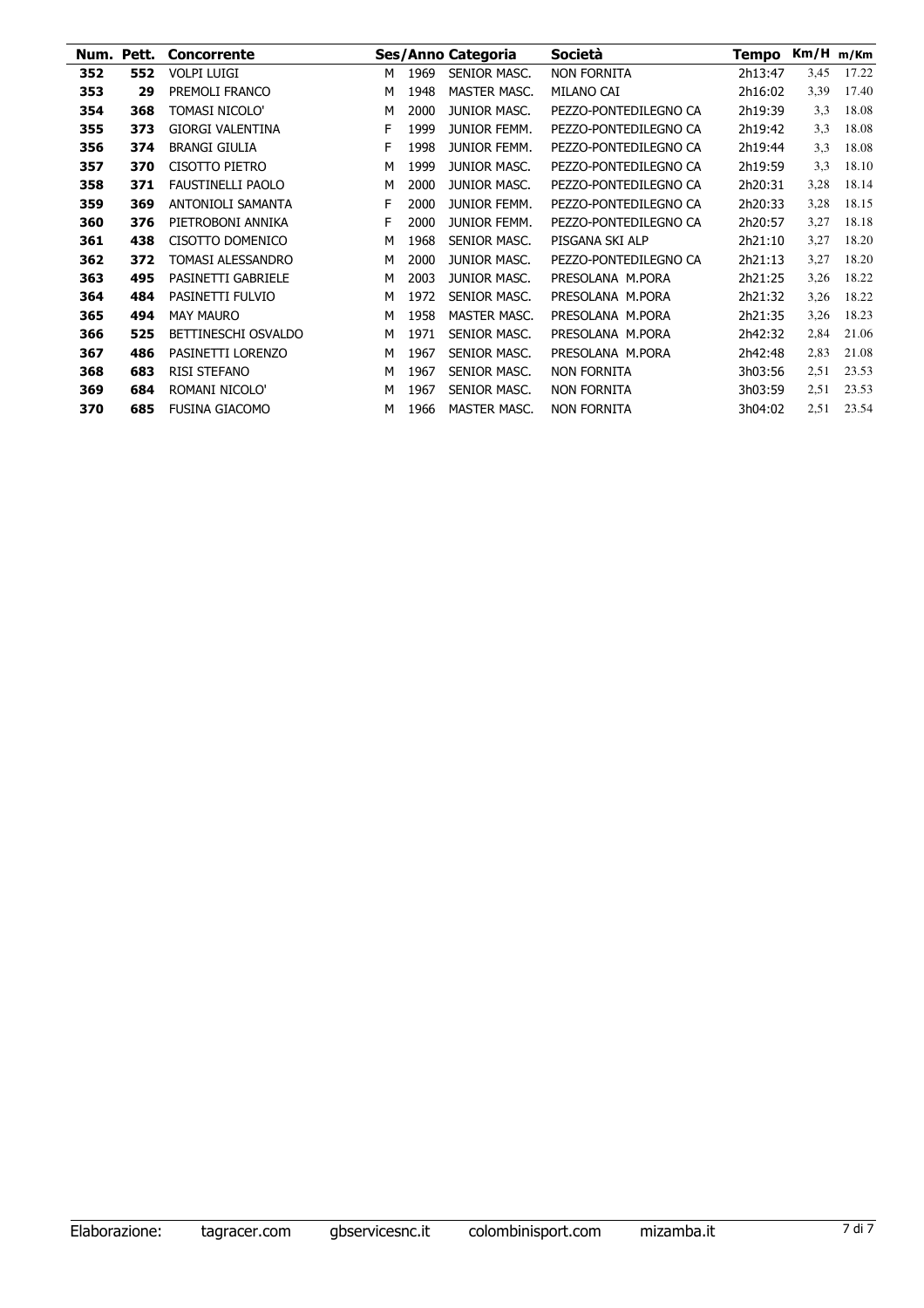| Num. | Pett. | Concorrente | Ses/Anno | | Categoria | Società | Tempo | Km/H | m/Km |
|---|---|---|---|---|---|---|---|---|---|
| **352** | **552** | VOLPI LUIGI | M | 1969 | SENIOR MASC. | NON FORNITA | 2h13:47 | 3,45 | 17.22 |
| **353** | **29** | PREMOLI FRANCO | M | 1948 | MASTER MASC. | MILANO CAI | 2h16:02 | 3,39 | 17.40 |
| **354** | **368** | TOMASI NICOLO' | M | 2000 | JUNIOR MASC. | PEZZO-PONTEDILEGNO CA | 2h19:39 | 3,3 | 18.08 |
| **355** | **373** | GIORGI VALENTINA | F | 1999 | JUNIOR FEMM. | PEZZO-PONTEDILEGNO CA | 2h19:42 | 3,3 | 18.08 |
| **356** | **374** | BRANGI GIULIA | F | 1998 | JUNIOR FEMM. | PEZZO-PONTEDILEGNO CA | 2h19:44 | 3,3 | 18.08 |
| **357** | **370** | CISOTTO PIETRO | M | 1999 | JUNIOR MASC. | PEZZO-PONTEDILEGNO CA | 2h19:59 | 3,3 | 18.10 |
| **358** | **371** | FAUSTINELLI PAOLO | M | 2000 | JUNIOR MASC. | PEZZO-PONTEDILEGNO CA | 2h20:31 | 3,28 | 18.14 |
| **359** | **369** | ANTONIOLI SAMANTA | F | 2000 | JUNIOR FEMM. | PEZZO-PONTEDILEGNO CA | 2h20:33 | 3,28 | 18.15 |
| **360** | **376** | PIETROBONI ANNIKA | F | 2000 | JUNIOR FEMM. | PEZZO-PONTEDILEGNO CA | 2h20:57 | 3,27 | 18.18 |
| **361** | **438** | CISOTTO DOMENICO | M | 1968 | SENIOR MASC. | PISGANA SKI ALP | 2h21:10 | 3,27 | 18.20 |
| **362** | **372** | TOMASI ALESSANDRO | M | 2000 | JUNIOR MASC. | PEZZO-PONTEDILEGNO CA | 2h21:13 | 3,27 | 18.20 |
| **363** | **495** | PASINETTI GABRIELE | M | 2003 | JUNIOR MASC. | PRESOLANA M.PORA | 2h21:25 | 3,26 | 18.22 |
| **364** | **484** | PASINETTI FULVIO | M | 1972 | SENIOR MASC. | PRESOLANA M.PORA | 2h21:32 | 3,26 | 18.22 |
| **365** | **494** | MAY MAURO | M | 1958 | MASTER MASC. | PRESOLANA M.PORA | 2h21:35 | 3,26 | 18.23 |
| **366** | **525** | BETTINESCHI OSVALDO | M | 1971 | SENIOR MASC. | PRESOLANA M.PORA | 2h42:32 | 2,84 | 21.06 |
| **367** | **486** | PASINETTI LORENZO | M | 1967 | SENIOR MASC. | PRESOLANA M.PORA | 2h42:48 | 2,83 | 21.08 |
| **368** | **683** | RISI STEFANO | M | 1967 | SENIOR MASC. | NON FORNITA | 3h03:56 | 2,51 | 23.53 |
| **369** | **684** | ROMANI NICOLO' | M | 1967 | SENIOR MASC. | NON FORNITA | 3h03:59 | 2,51 | 23.53 |
| **370** | **685** | FUSINA GIACOMO | M | 1966 | MASTER MASC. | NON FORNITA | 3h04:02 | 2,51 | 23.54 |

Elaborazione: tagracer.com gbservicesnc.it colombinisport.com mizamba.it